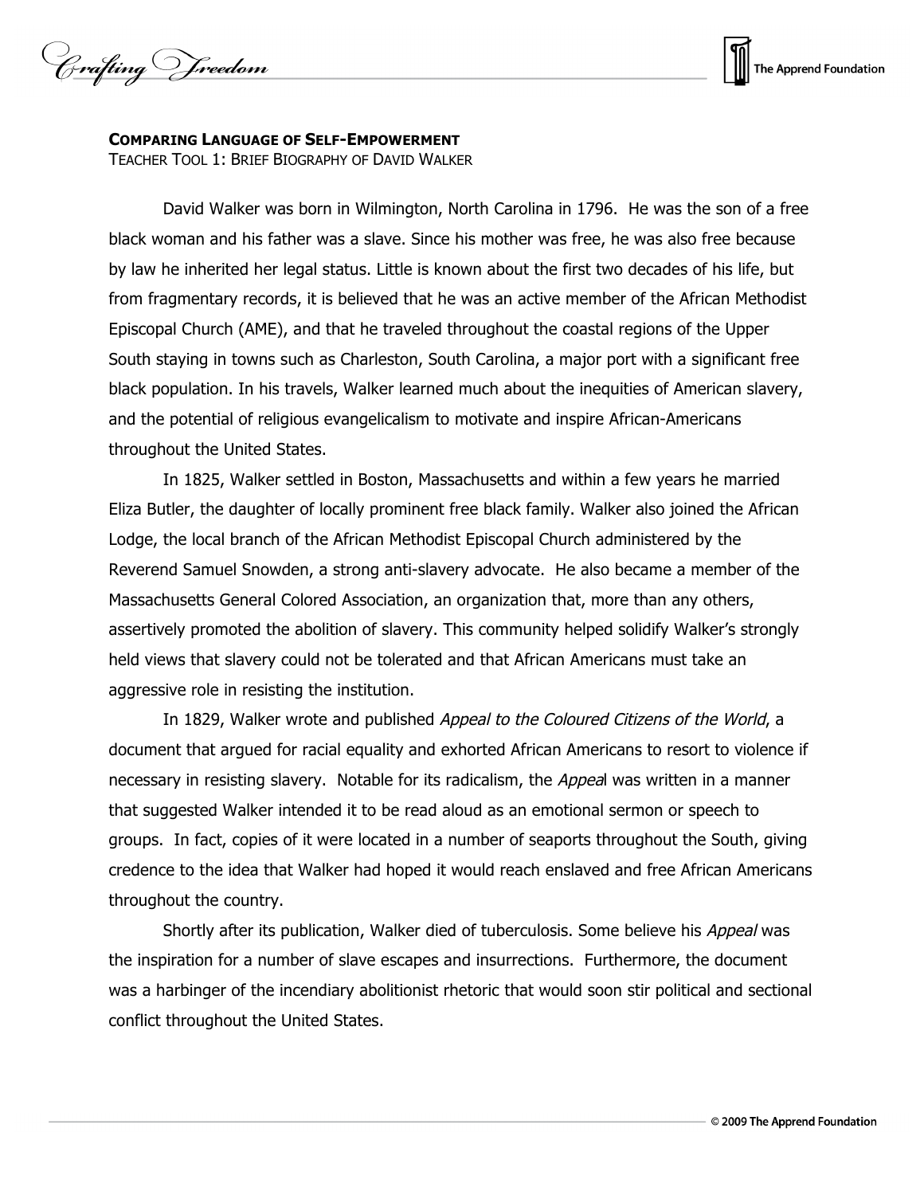**COMPARING LANGUAGE OF SELF-EMPOWERMENT**

TEACHER TOOL 1: BRIEF BIOGRAPHY OF DAVID WALKER

David Walker was born in Wilmington, North Carolina in 1796. He was the son of a free black woman and his father was a slave. Since his mother was free, he was also free because by law he inherited her legal status. Little is known about the first two decades of his life, but from fragmentary records, it is believed that he was an active member of the African Methodist Episcopal Church (AME), and that he traveled throughout the coastal regions of the Upper South staying in towns such as Charleston, South Carolina, a major port with a significant free black population. In his travels, Walker learned much about the inequities of American slavery, and the potential of religious evangelicalism to motivate and inspire African-Americans throughout the United States.

In 1825, Walker settled in Boston, Massachusetts and within a few years he married Eliza Butler, the daughter of locally prominent free black family. Walker also joined the African Lodge, the local branch of the African Methodist Episcopal Church administered by the Reverend Samuel Snowden, a strong anti-slavery advocate. He also became a member of the Massachusetts General Colored Association, an organization that, more than any others, assertively promoted the abolition of slavery. This community helped solidify Walker's strongly held views that slavery could not be tolerated and that African Americans must take an aggressive role in resisting the institution.

In 1829, Walker wrote and published *Appeal to the Coloured Citizens of the World*, a document that argued for racial equality and exhorted African Americans to resort to violence if necessary in resisting slavery. Notable for its radicalism, the *Appeal* was written in a manner that suggested Walker intended it to be read aloud as an emotional sermon or speech to groups. In fact, copies of it were located in a number of seaports throughout the South, giving credence to the idea that Walker had hoped it would reach enslaved and free African Americans throughout the country.

Shortly after its publication, Walker died of tuberculosis. Some believe his *Appeal* was the inspiration for a number of slave escapes and insurrections. Furthermore, the document was a harbinger of the incendiary abolitionist rhetoric that would soon stir political and sectional conflict throughout the United States.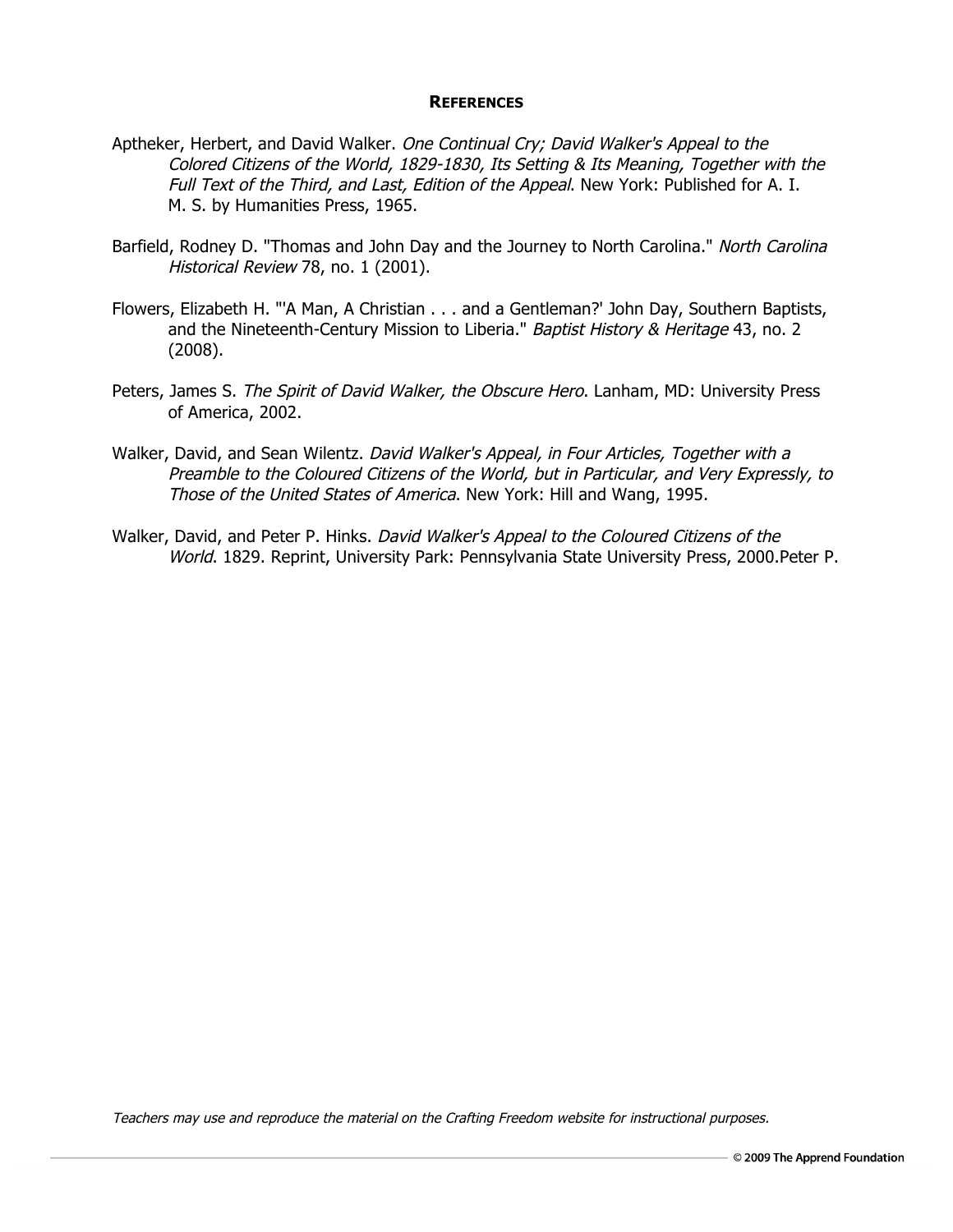## References

Aptheker, Herbert, and David Walker. *One Continual Cry; David Walker's Appeal to the Colored Citizens of the World, 1829-1830, Its Setting & Its Meaning, Together with the Full Text of the Third, and Last, Edition of the Appeal*. New York: Published for A. I. M. S. by Humanities Press, 1965.

Barfield, Rodney D. "Thomas and John Day and the Journey to North Carolina." *North Carolina Historical Review* 78, no. 1 (2001).

Flowers, Elizabeth H. "'A Man, A Christian . . . and a Gentleman?' John Day, Southern Baptists, and the Nineteenth-Century Mission to Liberia." *Baptist History & Heritage* 43, no. 2 (2008).

Peters, James S. *The Spirit of David Walker, the Obscure Hero*. Lanham, MD: University Press of America, 2002.

Walker, David, and Sean Wilentz. *David Walker's Appeal, in Four Articles, Together with a Preamble to the Coloured Citizens of the World, but in Particular, and Very Expressly, to Those of the United States of America*. New York: Hill and Wang, 1995.

Walker, David, and Peter P. Hinks. *David Walker's Appeal to the Coloured Citizens of the World*. 1829. Reprint, University Park: Pennsylvania State University Press, 2000.Peter P.

*Teachers may use and reproduce the material on the Crafting Freedom website for instructional purposes.*

© 2009 The Apprend Foundation